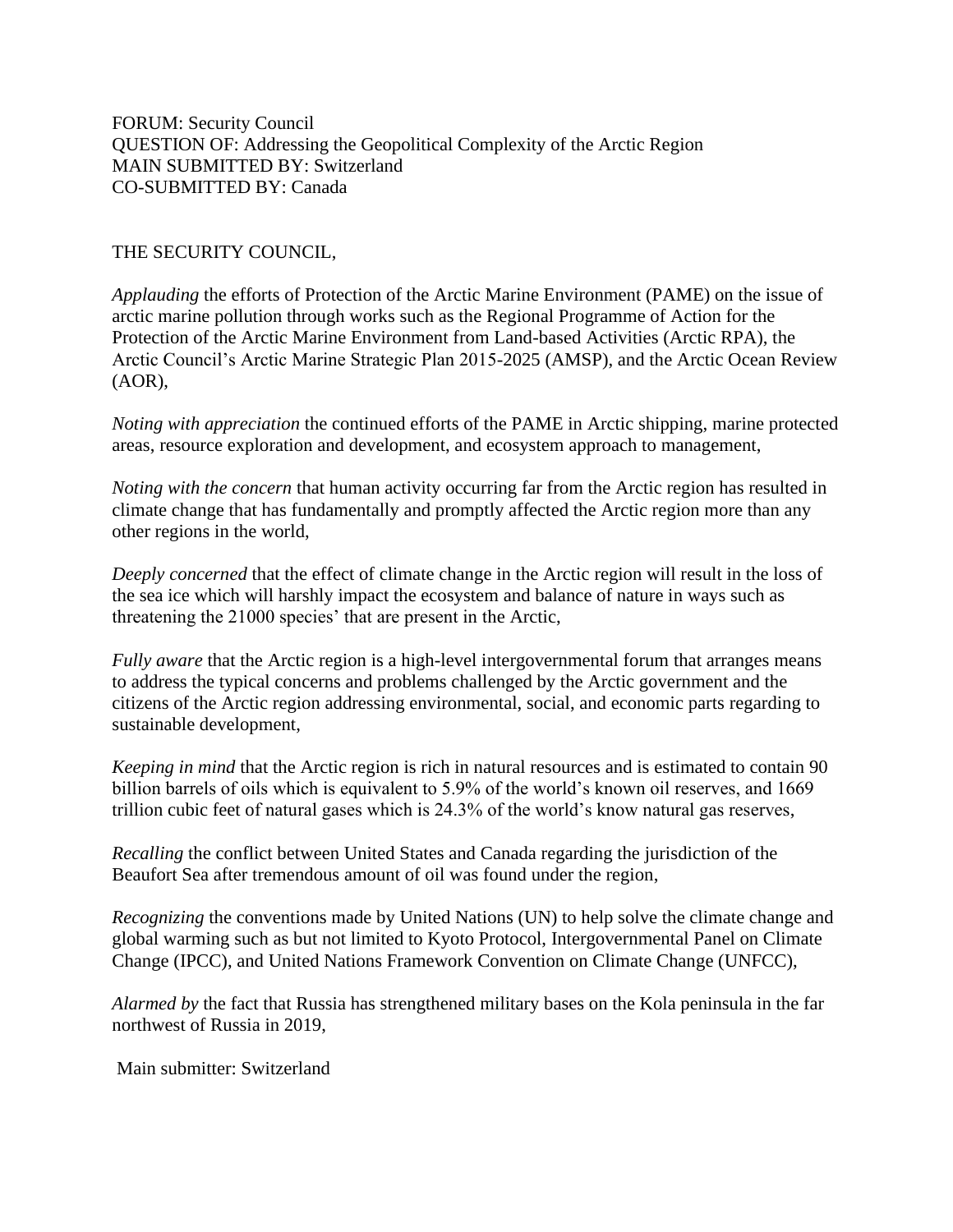FORUM: Security Council
QUESTION OF: Addressing the Geopolitical Complexity of the Arctic Region
MAIN SUBMITTED BY: Switzerland
CO-SUBMITTED BY: Canada

THE SECURITY COUNCIL,

*Applauding* the efforts of Protection of the Arctic Marine Environment (PAME) on the issue of arctic marine pollution through works such as the Regional Programme of Action for the Protection of the Arctic Marine Environment from Land-based Activities (Arctic RPA), the Arctic Council's Arctic Marine Strategic Plan 2015-2025 (AMSP), and the Arctic Ocean Review (AOR),

*Noting with appreciation* the continued efforts of the PAME in Arctic shipping, marine protected areas, resource exploration and development, and ecosystem approach to management,

*Noting with the concern* that human activity occurring far from the Arctic region has resulted in climate change that has fundamentally and promptly affected the Arctic region more than any other regions in the world,

*Deeply concerned* that the effect of climate change in the Arctic region will result in the loss of the sea ice which will harshly impact the ecosystem and balance of nature in ways such as threatening the 21000 species' that are present in the Arctic,

*Fully aware* that the Arctic region is a high-level intergovernmental forum that arranges means to address the typical concerns and problems challenged by the Arctic government and the citizens of the Arctic region addressing environmental, social, and economic parts regarding to sustainable development,

*Keeping in mind* that the Arctic region is rich in natural resources and is estimated to contain 90 billion barrels of oils which is equivalent to 5.9% of the world's known oil reserves, and 1669 trillion cubic feet of natural gases which is 24.3% of the world's know natural gas reserves,

*Recalling* the conflict between United States and Canada regarding the jurisdiction of the Beaufort Sea after tremendous amount of oil was found under the region,

*Recognizing* the conventions made by United Nations (UN) to help solve the climate change and global warming such as but not limited to Kyoto Protocol, Intergovernmental Panel on Climate Change (IPCC), and United Nations Framework Convention on Climate Change (UNFCC),

*Alarmed by* the fact that Russia has strengthened military bases on the Kola peninsula in the far northwest of Russia in 2019,

Main submitter: Switzerland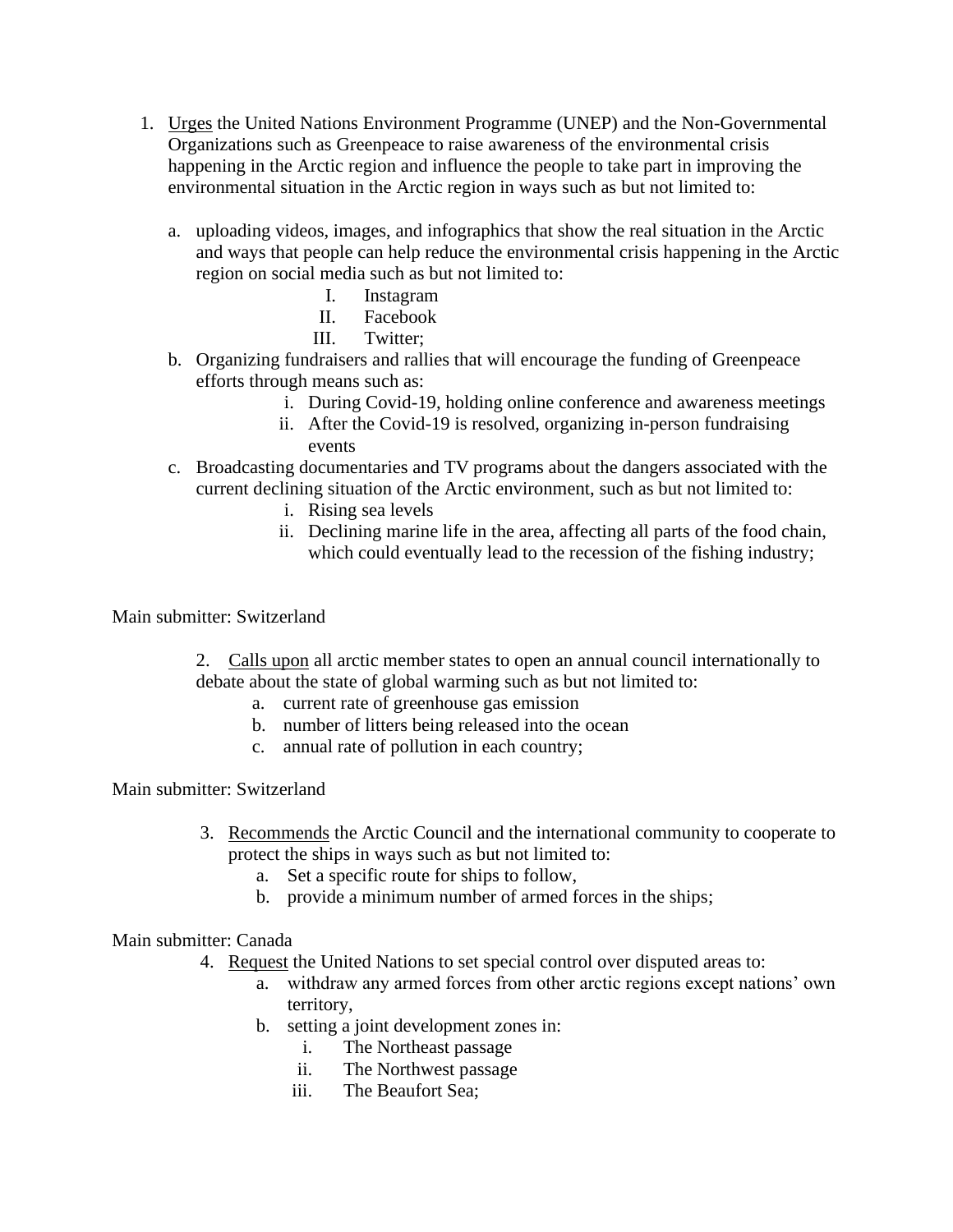1. <u>Urges</u> the United Nations Environment Programme (UNEP) and the Non-Governmental Organizations such as Greenpeace to raise awareness of the environmental crisis happening in the Arctic region and influence the people to take part in improving the environmental situation in the Arctic region in ways such as but not limited to:

    a. uploading videos, images, and infographics that show the real situation in the Arctic and ways that people can help reduce the environmental crisis happening in the Arctic region on social media such as but not limited to:
        I. Instagram
        II. Facebook
        III. Twitter;

    b. Organizing fundraisers and rallies that will encourage the funding of Greenpeace efforts through means such as:
        i. During Covid-19, holding online conference and awareness meetings
        ii. After the Covid-19 is resolved, organizing in-person fundraising events

    c. Broadcasting documentaries and TV programs about the dangers associated with the current declining situation of the Arctic environment, such as but not limited to:
        i. Rising sea levels
        ii. Declining marine life in the area, affecting all parts of the food chain, which could eventually lead to the recession of the fishing industry;

Main submitter: Switzerland

2. <u>Calls upon</u> all arctic member states to open an annual council internationally to debate about the state of global warming such as but not limited to:
    a. current rate of greenhouse gas emission
    b. number of litters being released into the ocean
    c. annual rate of pollution in each country;

Main submitter: Switzerland

3. <u>Recommends</u> the Arctic Council and the international community to cooperate to protect the ships in ways such as but not limited to:
    a. Set a specific route for ships to follow,
    b. provide a minimum number of armed forces in the ships;

Main submitter: Canada

4. <u>Request</u> the United Nations to set special control over disputed areas to:
    a. withdraw any armed forces from other arctic regions except nations' own territory,
    b. setting a joint development zones in:
        i. The Northeast passage
        ii. The Northwest passage
        iii. The Beaufort Sea;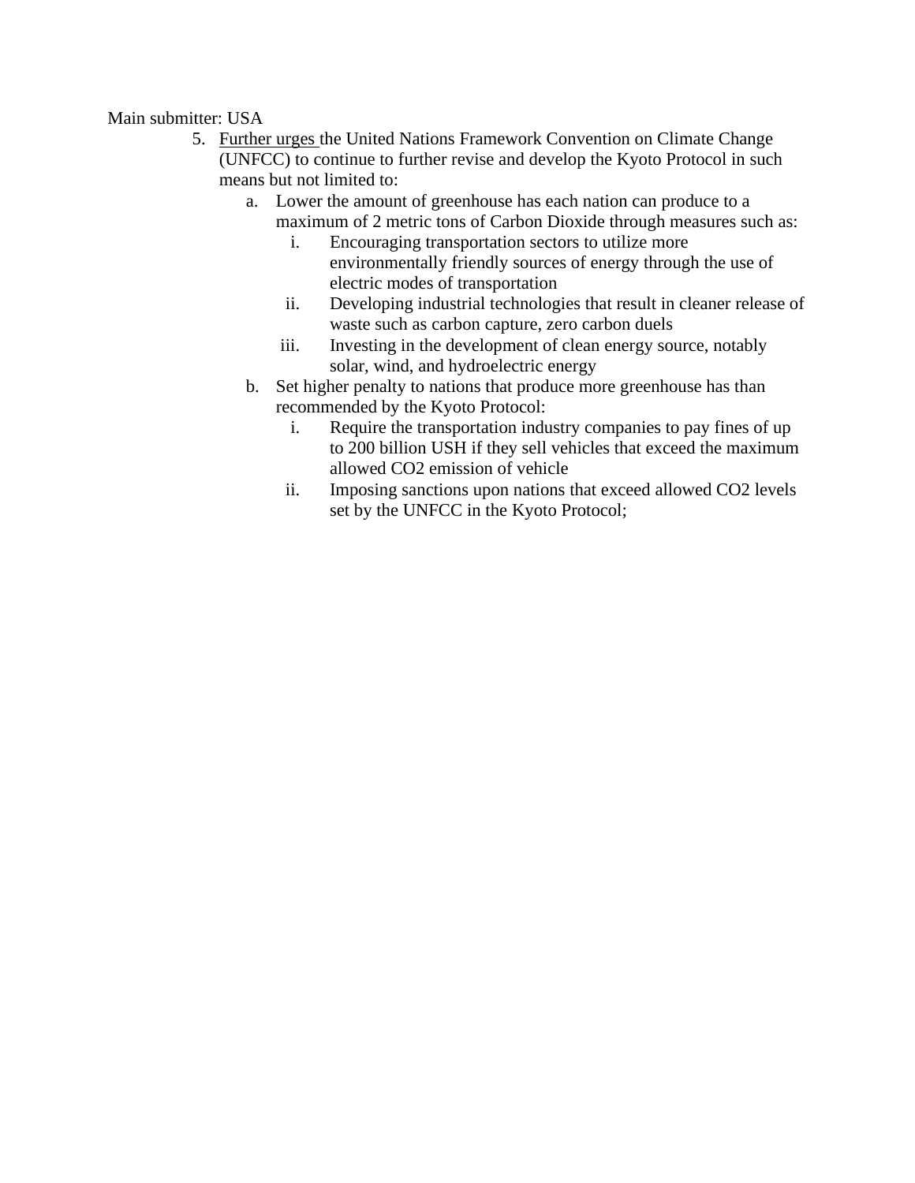Main submitter: USA

5. <u>Further urges</u> the United Nations Framework Convention on Climate Change (UNFCC) to continue to further revise and develop the Kyoto Protocol in such means but not limited to:
    a. Lower the amount of greenhouse has each nation can produce to a maximum of 2 metric tons of Carbon Dioxide through measures such as:
        i. Encouraging transportation sectors to utilize more environmentally friendly sources of energy through the use of electric modes of transportation
        ii. Developing industrial technologies that result in cleaner release of waste such as carbon capture, zero carbon duels
        iii. Investing in the development of clean energy source, notably solar, wind, and hydroelectric energy
    b. Set higher penalty to nations that produce more greenhouse has than recommended by the Kyoto Protocol:
        i. Require the transportation industry companies to pay fines of up to 200 billion USH if they sell vehicles that exceed the maximum allowed $CO_2$ emission of vehicle
        ii. Imposing sanctions upon nations that exceed allowed $CO_2$ levels set by the UNFCC in the Kyoto Protocol;